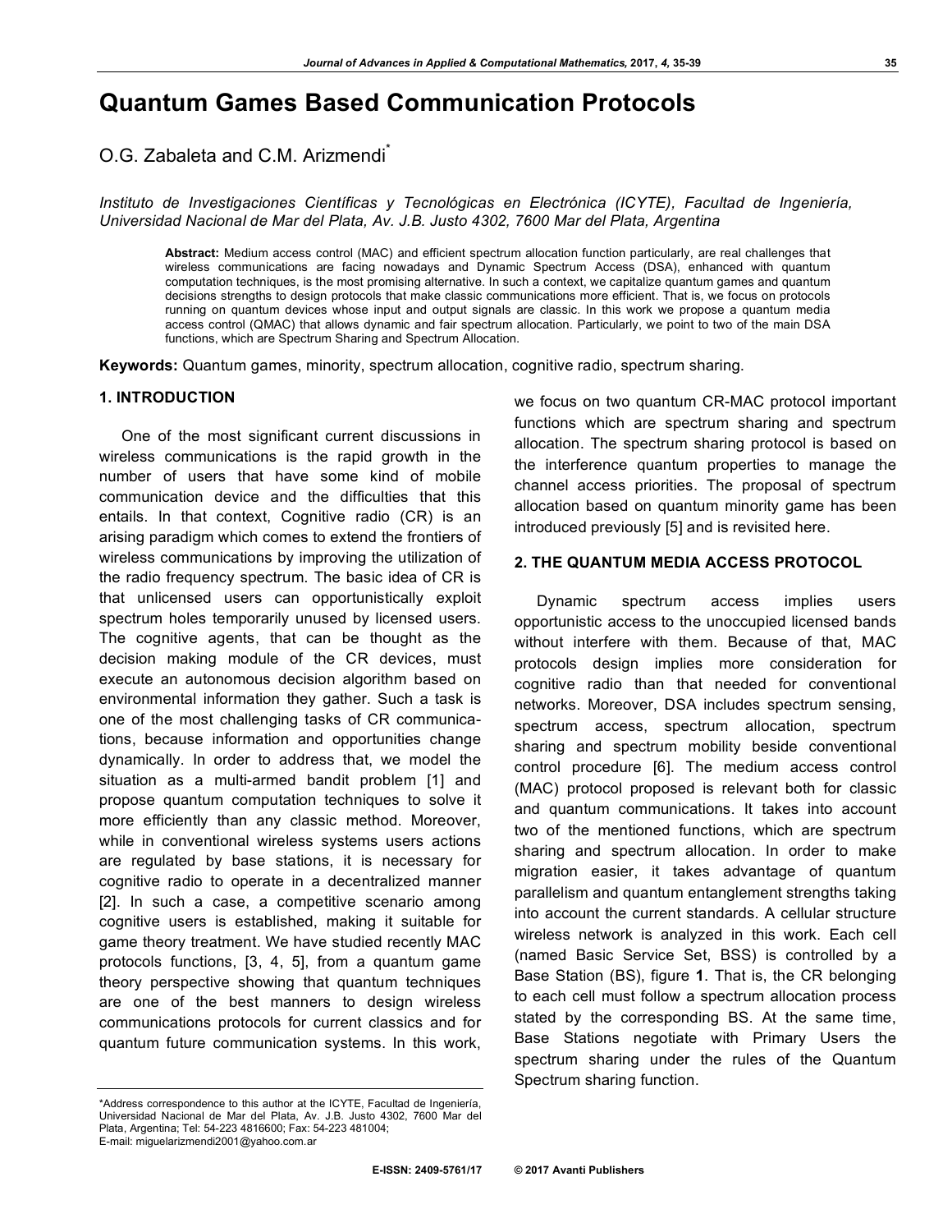# Quantum Games Based Communication Protocols

O.G. Zabaleta and C.M. Arizmendi*

*Instituto de Investigaciones Científicas y Tecnológicas en Electrónica (ICYTE), Facultad de Ingeniería, Universidad Nacional de Mar del Plata, Av. J.B. Justo 4302, 7600 Mar del Plata, Argentina*

**Abstract:** Medium access control (MAC) and efficient spectrum allocation function particularly, are real challenges that wireless communications are facing nowadays and Dynamic Spectrum Access (DSA), enhanced with quantum computation techniques, is the most promising alternative. In such a context, we capitalize quantum games and quantum decisions strengths to design protocols that make classic communications more efficient. That is, we focus on protocols running on quantum devices whose input and output signals are classic. In this work we propose a quantum media access control (QMAC) that allows dynamic and fair spectrum allocation. Particularly, we point to two of the main DSA functions, which are Spectrum Sharing and Spectrum Allocation.

**Keywords:** Quantum games, minority, spectrum allocation, cognitive radio, spectrum sharing.

## 1. INTRODUCTION

One of the most significant current discussions in wireless communications is the rapid growth in the number of users that have some kind of mobile communication device and the difficulties that this entails. In that context, Cognitive radio (CR) is an arising paradigm which comes to extend the frontiers of wireless communications by improving the utilization of the radio frequency spectrum. The basic idea of CR is that unlicensed users can opportunistically exploit spectrum holes temporarily unused by licensed users. The cognitive agents, that can be thought as the decision making module of the CR devices, must execute an autonomous decision algorithm based on environmental information they gather. Such a task is one of the most challenging tasks of CR communications, because information and opportunities change dynamically. In order to address that, we model the situation as a multi-armed bandit problem [1] and propose quantum computation techniques to solve it more efficiently than any classic method. Moreover, while in conventional wireless systems users actions are regulated by base stations, it is necessary for cognitive radio to operate in a decentralized manner [2]. In such a case, a competitive scenario among cognitive users is established, making it suitable for game theory treatment. We have studied recently MAC protocols functions, [3, 4, 5], from a quantum game theory perspective showing that quantum techniques are one of the best manners to design wireless communications protocols for current classics and for quantum future communication systems. In this work, we focus on two quantum CR-MAC protocol important functions which are spectrum sharing and spectrum allocation. The spectrum sharing protocol is based on the interference quantum properties to manage the channel access priorities. The proposal of spectrum allocation based on quantum minority game has been introduced previously [5] and is revisited here.

## 2. THE QUANTUM MEDIA ACCESS PROTOCOL

Dynamic spectrum access implies users opportunistic access to the unoccupied licensed bands without interfere with them. Because of that, MAC protocols design implies more consideration for cognitive radio than that needed for conventional networks. Moreover, DSA includes spectrum sensing, spectrum access, spectrum allocation, spectrum sharing and spectrum mobility beside conventional control procedure [6]. The medium access control (MAC) protocol proposed is relevant both for classic and quantum communications. It takes into account two of the mentioned functions, which are spectrum sharing and spectrum allocation. In order to make migration easier, it takes advantage of quantum parallelism and quantum entanglement strengths taking into account the current standards. A cellular structure wireless network is analyzed in this work. Each cell (named Basic Service Set, BSS) is controlled by a Base Station (BS), figure **1**. That is, the CR belonging to each cell must follow a spectrum allocation process stated by the corresponding BS. At the same time, Base Stations negotiate with Primary Users the spectrum sharing under the rules of the Quantum Spectrum sharing function.

---

*Address correspondence to this author at the ICYTE, Facultad de Ingeniería, Universidad Nacional de Mar del Plata, Av. J.B. Justo 4302, 7600 Mar del Plata, Argentina; Tel: 54-223 4816600; Fax: 54-223 481004; E-mail: miguelarizmendi2001@yahoo.com.ar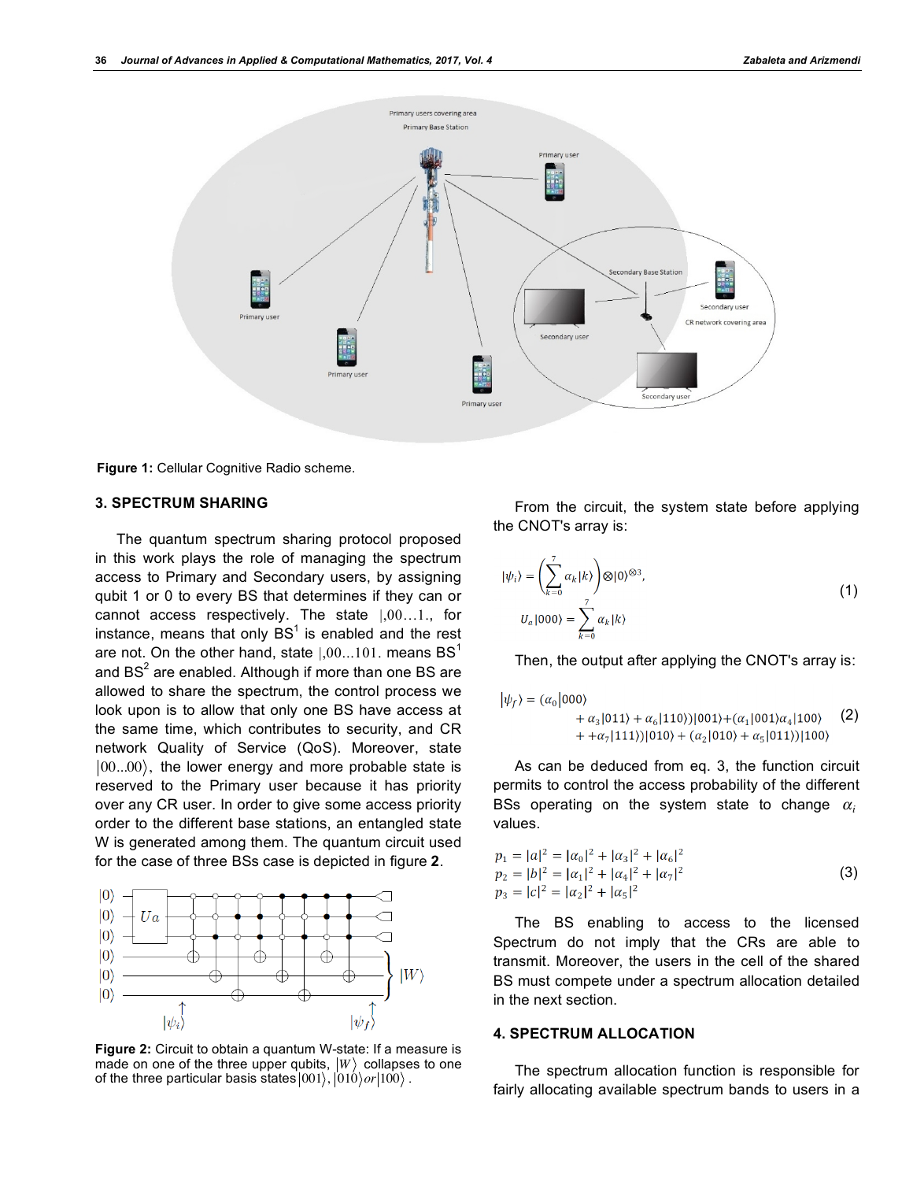Figure 1: Cellular Cognitive Radio scheme.

## 3. SPECTRUM SHARING

The quantum spectrum sharing protocol proposed in this work plays the role of managing the spectrum access to Primary and Secondary users, by assigning qubit 1 or 0 to every BS that determines if they can or cannot access respectively. The state $|,00\ldots1.$, for instance, means that only BS[1] is enabled and the rest are not. On the other hand, state $|,00\ldots101.$ means BS[1] and BS[2] are enabled. Although if more than one BS are allowed to share the spectrum, the control process we look upon is to allow that only one BS have access at the same time, which contributes to security, and CR network Quality of Service (QoS). Moreover, state $|00\ldots00\rangle$, the lower energy and more probable state is reserved to the Primary user because it has priority over any CR user. In order to give some access priority order to the different base stations, an entangled state W is generated among them. The quantum circuit used for the case of three BSs case is depicted in figure **2**.

Figure 2: Circuit to obtain a quantum W-state: If a measure is made on one of the three upper qubits, $|W\rangle$ collapses to one of the three particular basis states $|001\rangle$, $|010\rangle or |100\rangle$ .

From the circuit, the system state before applying the CNOT's array is:

$$
\begin{aligned}
|\psi_i\rangle &= \left(\sum_{k=0}^{7} \alpha_k |k\rangle\right) \otimes |0\rangle^{\otimes 3}, \\
U_a|000\rangle &= \sum_{k=0}^{7} \alpha_k |k\rangle
\end{aligned}
\tag{1}
$$

Then, the output after applying the CNOT's array is:

$$
\begin{aligned}
|\psi_f\rangle = (\alpha_0|000\rangle \\
+ \alpha_3|011\rangle + \alpha_6|110\rangle)|001\rangle + (\alpha_1|001\rangle \alpha_4|100\rangle \\
+ + \alpha_7|111\rangle)|010\rangle + (\alpha_2|010\rangle + \alpha_5|011\rangle)|100\rangle
\end{aligned}
\tag{2}
$$

As can be deduced from eq. 3, the function circuit permits to control the access probability of the different BSs operating on the system state to change $\alpha_i$ values.

$$
\begin{aligned}
p_1 &= |a|^2 = |\alpha_0|^2 + |\alpha_3|^2 + |\alpha_6|^2 \\
p_2 &= |b|^2 = |\alpha_1|^2 + |\alpha_4|^2 + |\alpha_7|^2 \\
p_3 &= |c|^2 = |\alpha_2|^2 + |\alpha_5|^2
\end{aligned}
\tag{3}
$$

The BS enabling to access to the licensed Spectrum do not imply that the CRs are able to transmit. Moreover, the users in the cell of the shared BS must compete under a spectrum allocation detailed in the next section.

## 4. SPECTRUM ALLOCATION

The spectrum allocation function is responsible for fairly allocating available spectrum bands to users in a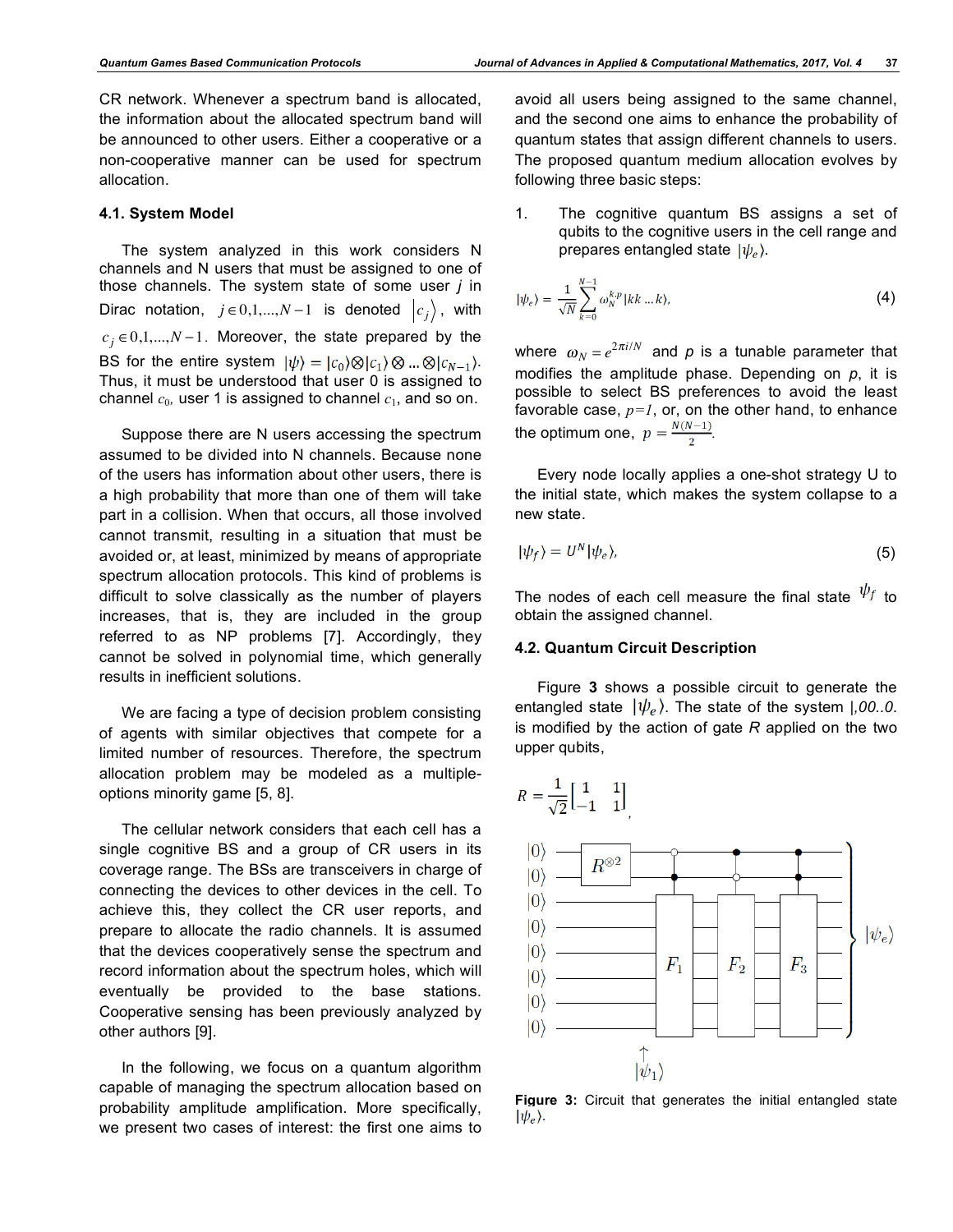CR network. Whenever a spectrum band is allocated, the information about the allocated spectrum band will be announced to other users. Either a cooperative or a non-cooperative manner can be used for spectrum allocation.

### 4.1. System Model

The system analyzed in this work considers N channels and N users that must be assigned to one of those channels. The system state of some user $j$ in Dirac notation, $j \in 0,1,...,N-1$ is denoted $\left|c_j\right\rangle$, with $c_j \in 0,1,...,N-1$. Moreover, the state prepared by the BS for the entire system $|\psi\rangle = |c_0\rangle \otimes |c_1\rangle \otimes ... \otimes |c_{N-1}\rangle$. Thus, it must be understood that user 0 is assigned to channel $c_0$, user 1 is assigned to channel $c_1$, and so on.

Suppose there are N users accessing the spectrum assumed to be divided into N channels. Because none of the users has information about other users, there is a high probability that more than one of them will take part in a collision. When that occurs, all those involved cannot transmit, resulting in a situation that must be avoided or, at least, minimized by means of appropriate spectrum allocation protocols. This kind of problems is difficult to solve classically as the number of players increases, that is, they are included in the group referred to as NP problems [7]. Accordingly, they cannot be solved in polynomial time, which generally results in inefficient solutions.

We are facing a type of decision problem consisting of agents with similar objectives that compete for a limited number of resources. Therefore, the spectrum allocation problem may be modeled as a multiple-options minority game [5, 8].

The cellular network considers that each cell has a single cognitive BS and a group of CR users in its coverage range. The BSs are transceivers in charge of connecting the devices to other devices in the cell. To achieve this, they collect the CR user reports, and prepare to allocate the radio channels. It is assumed that the devices cooperatively sense the spectrum and record information about the spectrum holes, which will eventually be provided to the base stations. Cooperative sensing has been previously analyzed by other authors [9].

In the following, we focus on a quantum algorithm capable of managing the spectrum allocation based on probability amplitude amplification. More specifically, we present two cases of interest: the first one aims to avoid all users being assigned to the same channel, and the second one aims to enhance the probability of quantum states that assign different channels to users. The proposed quantum medium allocation evolves by following three basic steps:

1. The cognitive quantum BS assigns a set of qubits to the cognitive users in the cell range and prepares entangled state $|\psi_e\rangle$.

$$|\psi_e\rangle = \frac{1}{\sqrt{N}} \sum_{k=0}^{N-1} \omega_N^{k.p} |kk \ldots k\rangle, \tag{4}$$

where $\omega_N = e^{2\pi i/N}$ and $p$ is a tunable parameter that modifies the amplitude phase. Depending on $p$, it is possible to select BS preferences to avoid the least favorable case, $p=1$, or, on the other hand, to enhance the optimum one, $p = \frac{N(N-1)}{2}$.

Every node locally applies a one-shot strategy U to the initial state, which makes the system collapse to a new state.

$$|\psi_f\rangle = U^N |\psi_e\rangle, \tag{5}$$

The nodes of each cell measure the final state $\psi_f$ to obtain the assigned channel.

### 4.2. Quantum Circuit Description

Figure **3** shows a possible circuit to generate the entangled state $|\psi_e\rangle$. The state of the system $|,00..0.$ is modified by the action of gate $R$ applied on the two upper qubits,

$$R = \frac{1}{\sqrt{2}} \begin{bmatrix} 1 & 1 \\ -1 & 1 \end{bmatrix},$$

**Figure 3:** Circuit that generates the initial entangled state $|\psi_e\rangle$.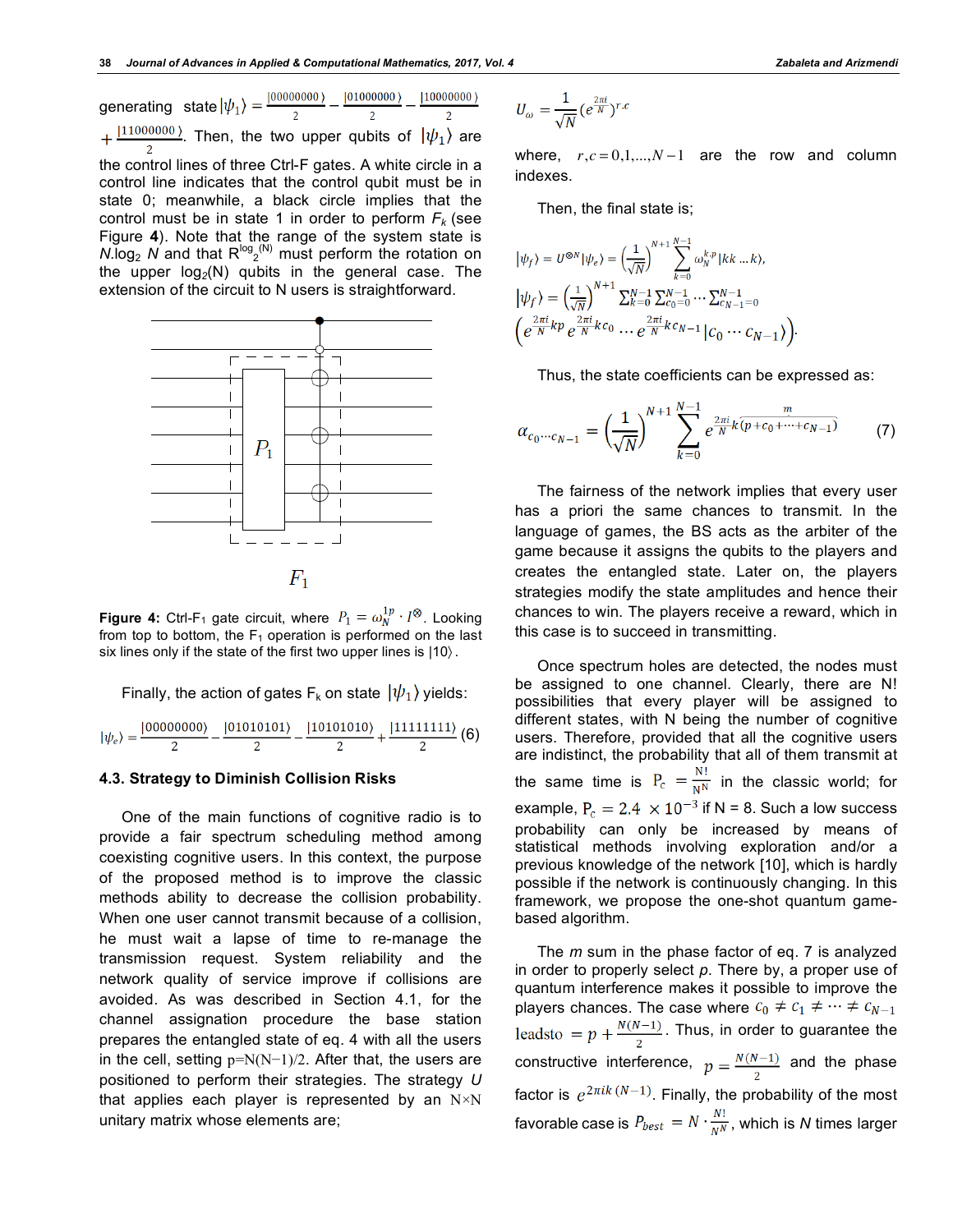generating state $|\psi_1\rangle = \frac{|00000000\rangle}{2} - \frac{|01000000\rangle}{2} - \frac{|10000000\rangle}{2} + \frac{|11000000\rangle}{2}$. Then, the two upper qubits of $|\psi_1\rangle$ are the control lines of three Ctrl-F gates. A white circle in a control line indicates that the control qubit must be in state 0; meanwhile, a black circle implies that the control must be in state 1 in order to perform $F_k$ (see Figure **4**). Note that the range of the system state is $N.\log_2 N$ and that $R^{\log_2(N)}$ must perform the rotation on the upper $\log_2(N)$ qubits in the general case. The extension of the circuit to N users is straightforward.

**Figure 4:** Ctrl-$F_1$ gate circuit, where $P_1 = \omega_N^{1p} \cdot I^{\otimes}$. Looking from top to bottom, the $F_1$ operation is performed on the last six lines only if the state of the first two upper lines is $|10\rangle$.

Finally, the action of gates $F_k$ on state $|\psi_1\rangle$ yields:

$$|\psi_e\rangle = \frac{|00000000\rangle}{2} - \frac{|01010101\rangle}{2} - \frac{|10101010\rangle}{2} + \frac{|11111111\rangle}{2} \quad (6)$$

### 4.3. Strategy to Diminish Collision Risks

One of the main functions of cognitive radio is to provide a fair spectrum scheduling method among coexisting cognitive users. In this context, the purpose of the proposed method is to improve the classic methods ability to decrease the collision probability. When one user cannot transmit because of a collision, he must wait a lapse of time to re-manage the transmission request. System reliability and the network quality of service improve if collisions are avoided. As was described in Section 4.1, for the channel assignation procedure the base station prepares the entangled state of eq. 4 with all the users in the cell, setting $p=N(N-1)/2$. After that, the users are positioned to perform their strategies. The strategy $U$ that applies each player is represented by an $N\times N$ unitary matrix whose elements are;

$$U_\omega = \frac{1}{\sqrt{N}}\left(e^{\frac{2\pi i}{N}}\right)^{r.c}$$

where, $r,c = 0,1,\ldots,N-1$ are the row and column indexes.

Then, the final state is;

$$|\psi_f\rangle = U^{\otimes N}|\psi_e\rangle = \left(\frac{1}{\sqrt{N}}\right)^{N+1}\sum_{k=0}^{N-1}\omega_N^{k.p}|kk\ldots k\rangle,$$

$$|\psi_f\rangle = \left(\frac{1}{\sqrt{N}}\right)^{N+1}\sum_{k=0}^{N-1}\sum_{c_0=0}^{N-1}\cdots\sum_{c_{N-1}=0}^{N-1}\left(e^{\frac{2\pi i}{N}kp}\, e^{\frac{2\pi i}{N}kc_0}\cdots e^{\frac{2\pi i}{N}kc_{N-1}}|c_0\cdots c_{N-1}\rangle\right).$$

Thus, the state coefficients can be expressed as:

$$\alpha_{c_0\cdots c_{N-1}} = \left(\frac{1}{\sqrt{N}}\right)^{N+1}\sum_{k=0}^{N-1} e^{\frac{2\pi i}{N}k\overbrace{(p+c_0+\cdots+c_{N-1})}^{m}} \quad (7)$$

The fairness of the network implies that every user has a priori the same chances to transmit. In the language of games, the BS acts as the arbiter of the game because it assigns the qubits to the players and creates the entangled state. Later on, the players strategies modify the state amplitudes and hence their chances to win. The players receive a reward, which in this case is to succeed in transmitting.

Once spectrum holes are detected, the nodes must be assigned to one channel. Clearly, there are N! possibilities that every player will be assigned to different states, with N being the number of cognitive users. Therefore, provided that all the cognitive users are indistinct, the probability that all of them transmit at the same time is $P_c = \frac{N!}{N^N}$ in the classic world; for example, $P_c = 2.4 \times 10^{-3}$ if N = 8. Such a low success probability can only be increased by means of statistical methods involving exploration and/or a previous knowledge of the network [10], which is hardly possible if the network is continuously changing. In this framework, we propose the one-shot quantum game-based algorithm.

The $m$ sum in the phase factor of eq. 7 is analyzed in order to properly select $p$. There by, a proper use of quantum interference makes it possible to improve the players chances. The case where $c_0 \neq c_1 \neq \cdots \neq c_{N-1}$ leads to $= p + \frac{N(N-1)}{2}$. Thus, in order to guarantee the constructive interference, $p = \frac{N(N-1)}{2}$ and the phase factor is $e^{2\pi ik(N-1)}$. Finally, the probability of the most favorable case is $P_{best} = N \cdot \frac{N!}{N^N}$, which is $N$ times larger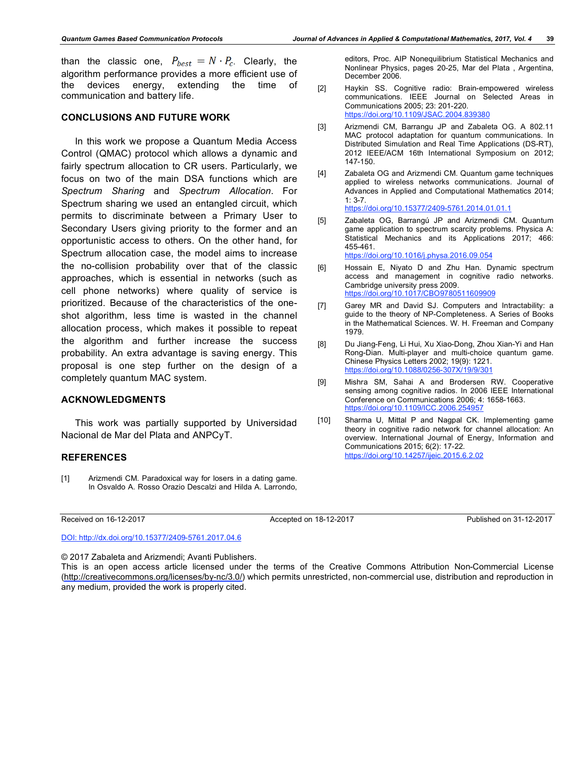than the classic one, $P_{best} = N \cdot P_c$. Clearly, the algorithm performance provides a more efficient use of the devices energy, extending the time of communication and battery life.

## CONCLUSIONS AND FUTURE WORK

In this work we propose a Quantum Media Access Control (QMAC) protocol which allows a dynamic and fairly spectrum allocation to CR users. Particularly, we focus on two of the main DSA functions which are *Spectrum Sharing* and *Spectrum Allocation*. For Spectrum sharing we used an entangled circuit, which permits to discriminate between a Primary User to Secondary Users giving priority to the former and an opportunistic access to others. On the other hand, for Spectrum allocation case, the model aims to increase the no-collision probability over that of the classic approaches, which is essential in networks (such as cell phone networks) where quality of service is prioritized. Because of the characteristics of the one-shot algorithm, less time is wasted in the channel allocation process, which makes it possible to repeat the algorithm and further increase the success probability. An extra advantage is saving energy. This proposal is one step further on the design of a completely quantum MAC system.

## ACKNOWLEDGMENTS

This work was partially supported by Universidad Nacional de Mar del Plata and ANPCyT.

## REFERENCES

[1] Arizmendi CM. Paradoxical way for losers in a dating game. In Osvaldo A. Rosso Orazio Descalzi and Hilda A. Larrondo, editors, Proc. AIP Nonequilibrium Statistical Mechanics and Nonlinear Physics, pages 20-25, Mar del Plata , Argentina, December 2006.

[2] Haykin SS. Cognitive radio: Brain-empowered wireless communications. IEEE Journal on Selected Areas in Communications 2005; 23: 201-220. https://doi.org/10.1109/JSAC.2004.839380

[3] Arizmendi CM, Barrangu JP and Zabaleta OG. A 802.11 MAC protocol adaptation for quantum communications. In Distributed Simulation and Real Time Applications (DS-RT), 2012 IEEE/ACM 16th International Symposium on 2012; 147-150.

[4] Zabaleta OG and Arizmendi CM. Quantum game techniques applied to wireless networks communications. Journal of Advances in Applied and Computational Mathematics 2014; 1: 3-7. https://doi.org/10.15377/2409-5761.2014.01.01.1

[5] Zabaleta OG, Barrangú JP and Arizmendi CM. Quantum game application to spectrum scarcity problems. Physica A: Statistical Mechanics and its Applications 2017; 466: 455-461. https://doi.org/10.1016/j.physa.2016.09.054

[6] Hossain E, Niyato D and Zhu Han. Dynamic spectrum access and management in cognitive radio networks. Cambridge university press 2009. https://doi.org/10.1017/CBO9780511609909

[7] Garey MR and David SJ. Computers and Intractability: a guide to the theory of NP-Completeness. A Series of Books in the Mathematical Sciences. W. H. Freeman and Company 1979.

[8] Du Jiang-Feng, Li Hui, Xu Xiao-Dong, Zhou Xian-Yi and Han Rong-Dian. Multi-player and multi-choice quantum game. Chinese Physics Letters 2002; 19(9): 1221. https://doi.org/10.1088/0256-307X/19/9/301

[9] Mishra SM, Sahai A and Brodersen RW. Cooperative sensing among cognitive radios. In 2006 IEEE International Conference on Communications 2006; 4: 1658-1663. https://doi.org/10.1109/ICC.2006.254957

[10] Sharma U, Mittal P and Nagpal CK. Implementing game theory in cognitive radio network for channel allocation: An overview. International Journal of Energy, Information and Communications 2015; 6(2): 17-22. https://doi.org/10.14257/ijeic.2015.6.2.02

Received on 16-12-2017 Accepted on 18-12-2017 Published on 31-12-2017

DOI: http://dx.doi.org/10.15377/2409-5761.2017.04.6

© 2017 Zabaleta and Arizmendi; Avanti Publishers.
This is an open access article licensed under the terms of the Creative Commons Attribution Non-Commercial License (http://creativecommons.org/licenses/by-nc/3.0/) which permits unrestricted, non-commercial use, distribution and reproduction in any medium, provided the work is properly cited.